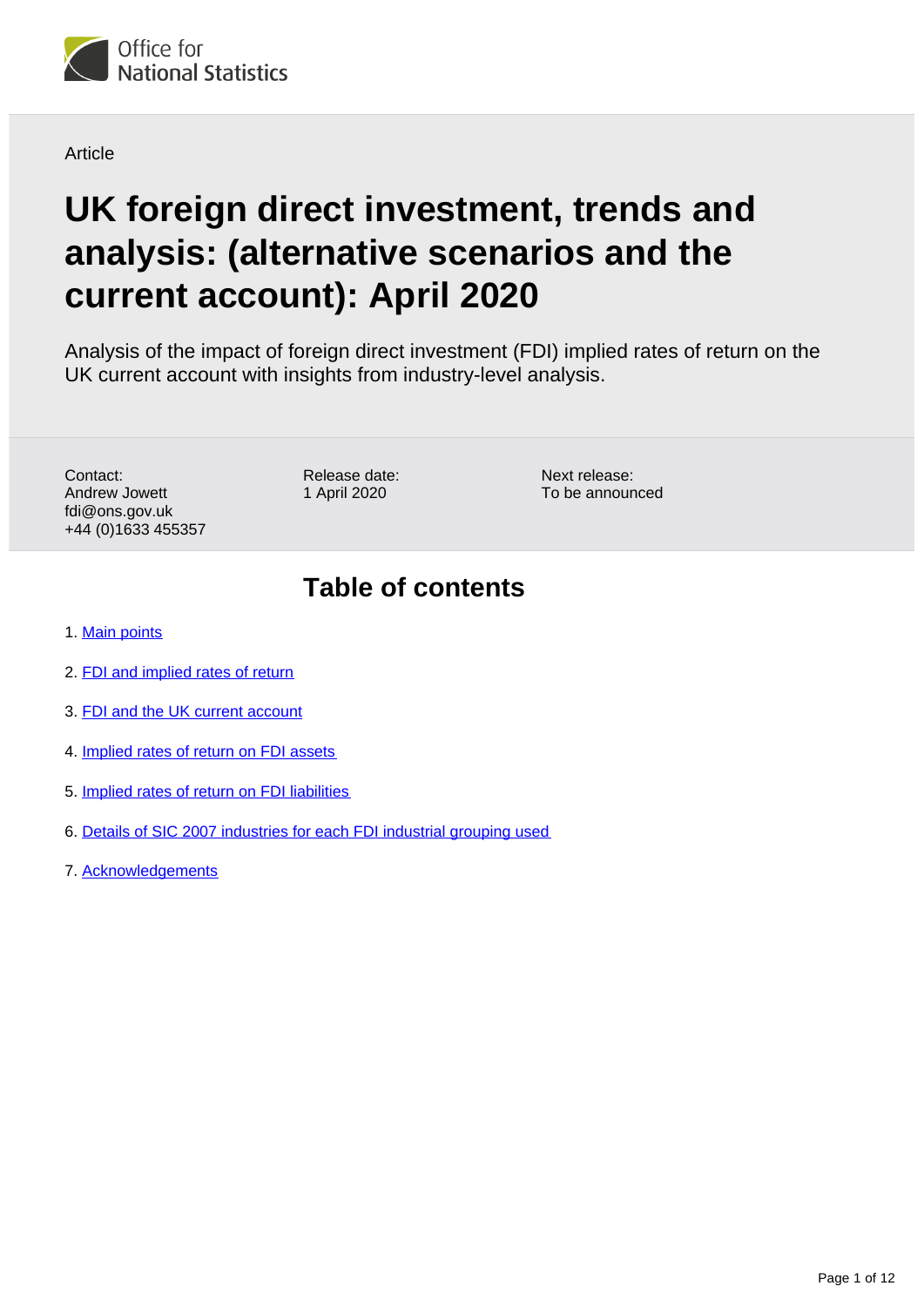Office for National Statistics

Article

# UK foreign direct investment, trends and analysis: (alternative scenarios and the current account): April 2020

Analysis of the impact of foreign direct investment (FDI) implied rates of return on the UK current account with insights from industry-level analysis.

Contact:
Andrew Jowett
fdi@ons.gov.uk
+44 (0)1633 455357

Release date:
1 April 2020

Next release:
To be announced

## Table of contents

1. Main points
2. FDI and implied rates of return
3. FDI and the UK current account
4. Implied rates of return on FDI assets
5. Implied rates of return on FDI liabilities
6. Details of SIC 2007 industries for each FDI industrial grouping used
7. Acknowledgements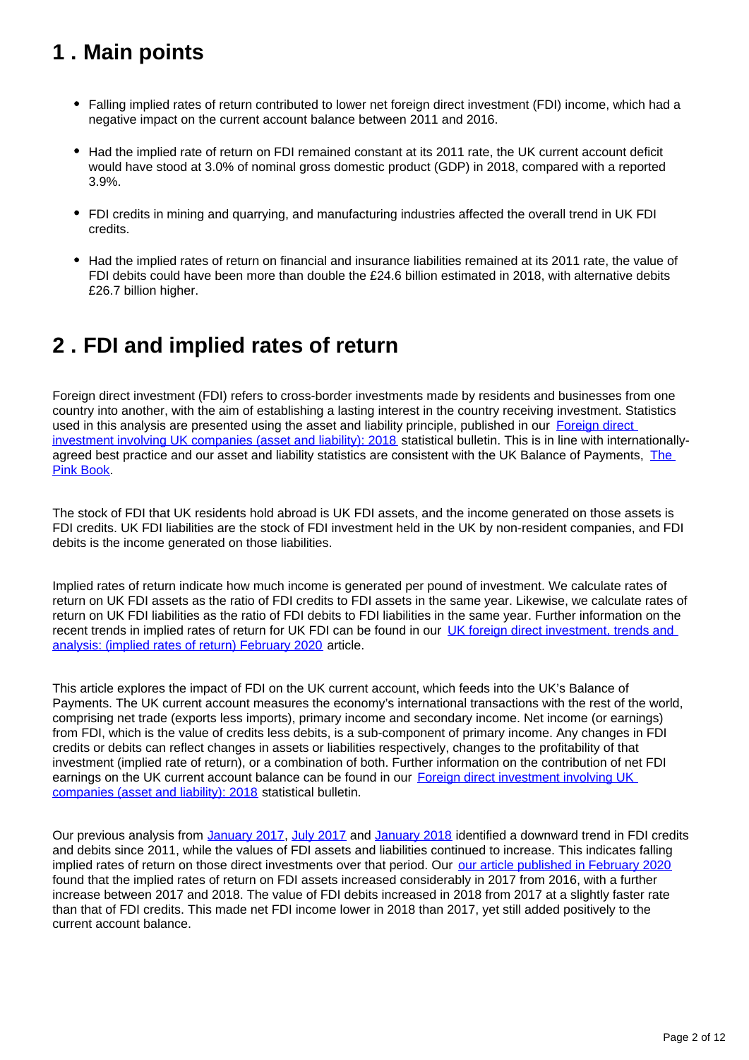## 1 . Main points

- Falling implied rates of return contributed to lower net foreign direct investment (FDI) income, which had a negative impact on the current account balance between 2011 and 2016.
- Had the implied rate of return on FDI remained constant at its 2011 rate, the UK current account deficit would have stood at 3.0% of nominal gross domestic product (GDP) in 2018, compared with a reported 3.9%.
- FDI credits in mining and quarrying, and manufacturing industries affected the overall trend in UK FDI credits.
- Had the implied rates of return on financial and insurance liabilities remained at its 2011 rate, the value of FDI debits could have been more than double the £24.6 billion estimated in 2018, with alternative debits £26.7 billion higher.

## 2 . FDI and implied rates of return

Foreign direct investment (FDI) refers to cross-border investments made by residents and businesses from one country into another, with the aim of establishing a lasting interest in the country receiving investment. Statistics used in this analysis are presented using the asset and liability principle, published in our Foreign direct investment involving UK companies (asset and liability): 2018 statistical bulletin. This is in line with internationally-agreed best practice and our asset and liability statistics are consistent with the UK Balance of Payments, The Pink Book.

The stock of FDI that UK residents hold abroad is UK FDI assets, and the income generated on those assets is FDI credits. UK FDI liabilities are the stock of FDI investment held in the UK by non-resident companies, and FDI debits is the income generated on those liabilities.

Implied rates of return indicate how much income is generated per pound of investment. We calculate rates of return on UK FDI assets as the ratio of FDI credits to FDI assets in the same year. Likewise, we calculate rates of return on UK FDI liabilities as the ratio of FDI debits to FDI liabilities in the same year. Further information on the recent trends in implied rates of return for UK FDI can be found in our UK foreign direct investment, trends and analysis: (implied rates of return) February 2020 article.

This article explores the impact of FDI on the UK current account, which feeds into the UK's Balance of Payments. The UK current account measures the economy's international transactions with the rest of the world, comprising net trade (exports less imports), primary income and secondary income. Net income (or earnings) from FDI, which is the value of credits less debits, is a sub-component of primary income. Any changes in FDI credits or debits can reflect changes in assets or liabilities respectively, changes to the profitability of that investment (implied rate of return), or a combination of both. Further information on the contribution of net FDI earnings on the UK current account balance can be found in our Foreign direct investment involving UK companies (asset and liability): 2018 statistical bulletin.

Our previous analysis from January 2017, July 2017 and January 2018 identified a downward trend in FDI credits and debits since 2011, while the values of FDI assets and liabilities continued to increase. This indicates falling implied rates of return on those direct investments over that period. Our our article published in February 2020 found that the implied rates of return on FDI assets increased considerably in 2017 from 2016, with a further increase between 2017 and 2018. The value of FDI debits increased in 2018 from 2017 at a slightly faster rate than that of FDI credits. This made net FDI income lower in 2018 than 2017, yet still added positively to the current account balance.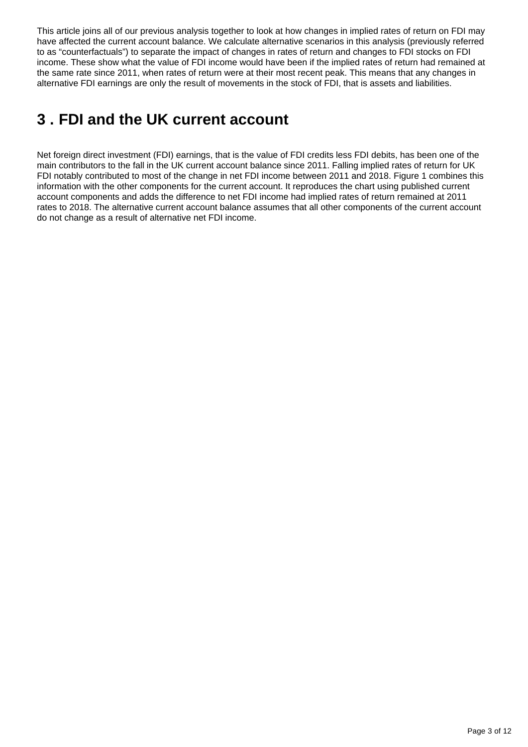This article joins all of our previous analysis together to look at how changes in implied rates of return on FDI may have affected the current account balance. We calculate alternative scenarios in this analysis (previously referred to as “counterfactuals”) to separate the impact of changes in rates of return and changes to FDI stocks on FDI income. These show what the value of FDI income would have been if the implied rates of return had remained at the same rate since 2011, when rates of return were at their most recent peak. This means that any changes in alternative FDI earnings are only the result of movements in the stock of FDI, that is assets and liabilities.

## 3 . FDI and the UK current account

Net foreign direct investment (FDI) earnings, that is the value of FDI credits less FDI debits, has been one of the main contributors to the fall in the UK current account balance since 2011. Falling implied rates of return for UK FDI notably contributed to most of the change in net FDI income between 2011 and 2018. Figure 1 combines this information with the other components for the current account. It reproduces the chart using published current account components and adds the difference to net FDI income had implied rates of return remained at 2011 rates to 2018. The alternative current account balance assumes that all other components of the current account do not change as a result of alternative net FDI income.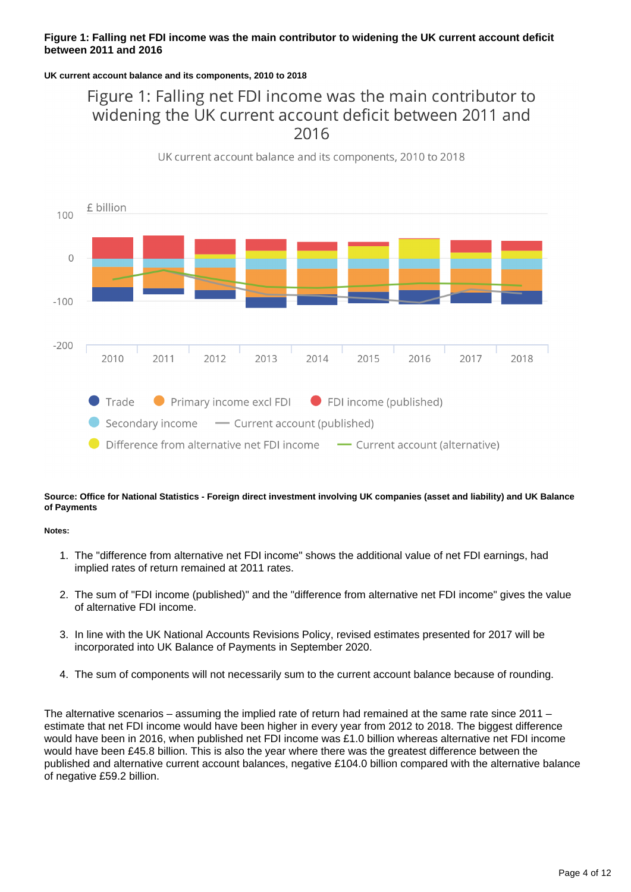**Figure 1: Falling net FDI income was the main contributor to widening the UK current account deficit between 2011 and 2016**

**UK current account balance and its components, 2010 to 2018**

**Source: Office for National Statistics - Foreign direct investment involving UK companies (asset and liability) and UK Balance of Payments**

**Notes:**

1. The "difference from alternative net FDI income" shows the additional value of net FDI earnings, had implied rates of return remained at 2011 rates.
2. The sum of "FDI income (published)" and the "difference from alternative net FDI income" gives the value of alternative FDI income.
3. In line with the UK National Accounts Revisions Policy, revised estimates presented for 2017 will be incorporated into UK Balance of Payments in September 2020.
4. The sum of components will not necessarily sum to the current account balance because of rounding.

The alternative scenarios – assuming the implied rate of return had remained at the same rate since 2011 – estimate that net FDI income would have been higher in every year from 2012 to 2018. The biggest difference would have been in 2016, when published net FDI income was £1.0 billion whereas alternative net FDI income would have been £45.8 billion. This is also the year where there was the greatest difference between the published and alternative current account balances, negative £104.0 billion compared with the alternative balance of negative £59.2 billion.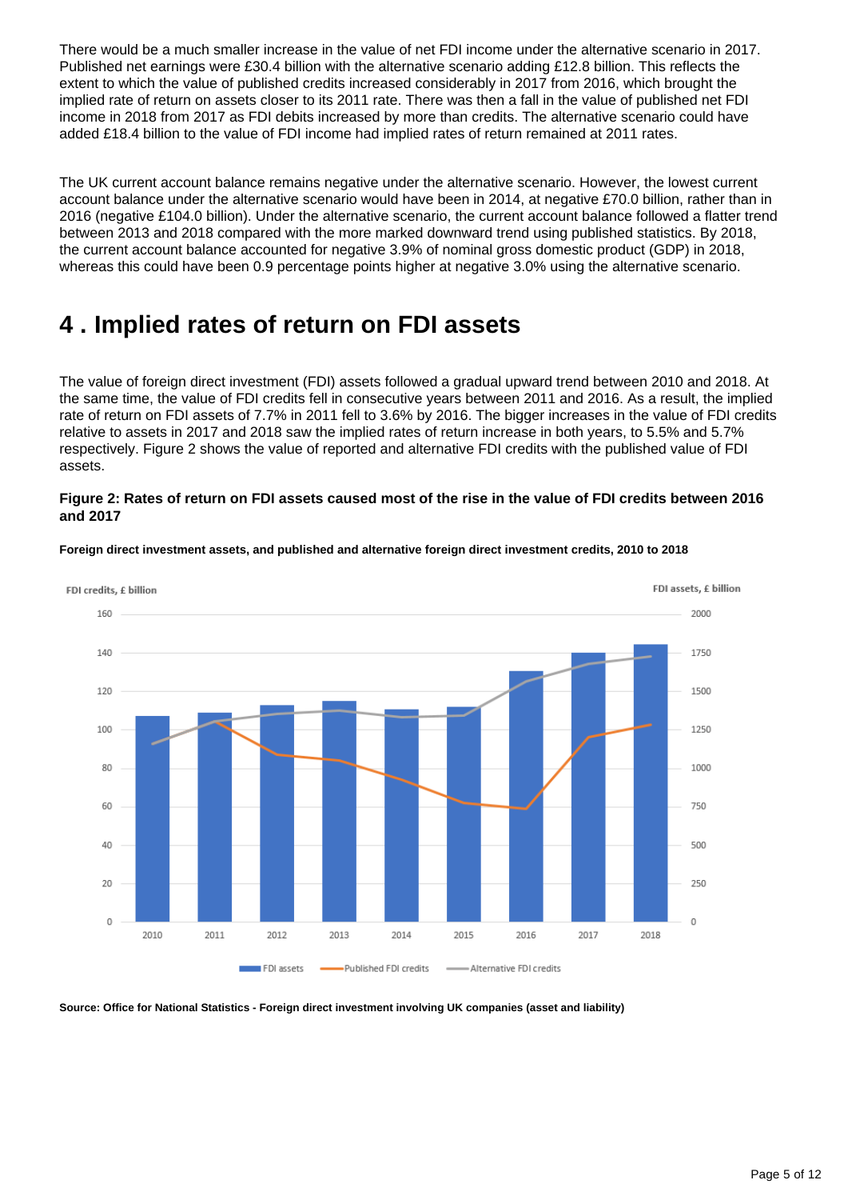There would be a much smaller increase in the value of net FDI income under the alternative scenario in 2017. Published net earnings were £30.4 billion with the alternative scenario adding £12.8 billion. This reflects the extent to which the value of published credits increased considerably in 2017 from 2016, which brought the implied rate of return on assets closer to its 2011 rate. There was then a fall in the value of published net FDI income in 2018 from 2017 as FDI debits increased by more than credits. The alternative scenario could have added £18.4 billion to the value of FDI income had implied rates of return remained at 2011 rates.

The UK current account balance remains negative under the alternative scenario. However, the lowest current account balance under the alternative scenario would have been in 2014, at negative £70.0 billion, rather than in 2016 (negative £104.0 billion). Under the alternative scenario, the current account balance followed a flatter trend between 2013 and 2018 compared with the more marked downward trend using published statistics. By 2018, the current account balance accounted for negative 3.9% of nominal gross domestic product (GDP) in 2018, whereas this could have been 0.9 percentage points higher at negative 3.0% using the alternative scenario.

# 4 . Implied rates of return on FDI assets

The value of foreign direct investment (FDI) assets followed a gradual upward trend between 2010 and 2018. At the same time, the value of FDI credits fell in consecutive years between 2011 and 2016. As a result, the implied rate of return on FDI assets of 7.7% in 2011 fell to 3.6% by 2016. The bigger increases in the value of FDI credits relative to assets in 2017 and 2018 saw the implied rates of return increase in both years, to 5.5% and 5.7% respectively. Figure 2 shows the value of reported and alternative FDI credits with the published value of FDI assets.

**Figure 2: Rates of return on FDI assets caused most of the rise in the value of FDI credits between 2016 and 2017**

**Foreign direct investment assets, and published and alternative foreign direct investment credits, 2010 to 2018**

**Source: Office for National Statistics - Foreign direct investment involving UK companies (asset and liability)**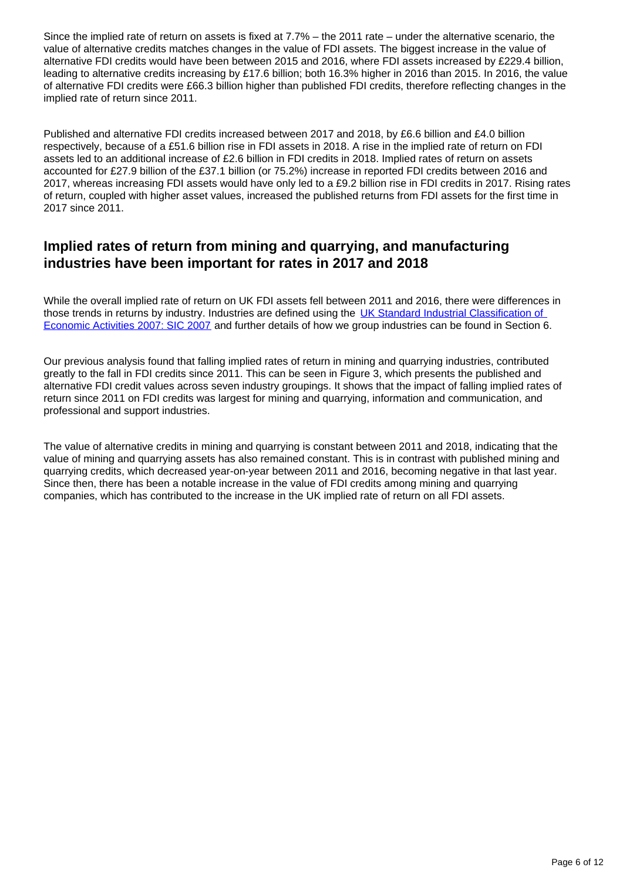Since the implied rate of return on assets is fixed at 7.7% – the 2011 rate – under the alternative scenario, the value of alternative credits matches changes in the value of FDI assets. The biggest increase in the value of alternative FDI credits would have been between 2015 and 2016, where FDI assets increased by £229.4 billion, leading to alternative credits increasing by £17.6 billion; both 16.3% higher in 2016 than 2015. In 2016, the value of alternative FDI credits were £66.3 billion higher than published FDI credits, therefore reflecting changes in the implied rate of return since 2011.

Published and alternative FDI credits increased between 2017 and 2018, by £6.6 billion and £4.0 billion respectively, because of a £51.6 billion rise in FDI assets in 2018. A rise in the implied rate of return on FDI assets led to an additional increase of £2.6 billion in FDI credits in 2018. Implied rates of return on assets accounted for £27.9 billion of the £37.1 billion (or 75.2%) increase in reported FDI credits between 2016 and 2017, whereas increasing FDI assets would have only led to a £9.2 billion rise in FDI credits in 2017. Rising rates of return, coupled with higher asset values, increased the published returns from FDI assets for the first time in 2017 since 2011.

## Implied rates of return from mining and quarrying, and manufacturing industries have been important for rates in 2017 and 2018

While the overall implied rate of return on UK FDI assets fell between 2011 and 2016, there were differences in those trends in returns by industry. Industries are defined using the [UK Standard Industrial Classification of Economic Activities 2007: SIC 2007](#) and further details of how we group industries can be found in Section 6.

Our previous analysis found that falling implied rates of return in mining and quarrying industries, contributed greatly to the fall in FDI credits since 2011. This can be seen in Figure 3, which presents the published and alternative FDI credit values across seven industry groupings. It shows that the impact of falling implied rates of return since 2011 on FDI credits was largest for mining and quarrying, information and communication, and professional and support industries.

The value of alternative credits in mining and quarrying is constant between 2011 and 2018, indicating that the value of mining and quarrying assets has also remained constant. This is in contrast with published mining and quarrying credits, which decreased year-on-year between 2011 and 2016, becoming negative in that last year. Since then, there has been a notable increase in the value of FDI credits among mining and quarrying companies, which has contributed to the increase in the UK implied rate of return on all FDI assets.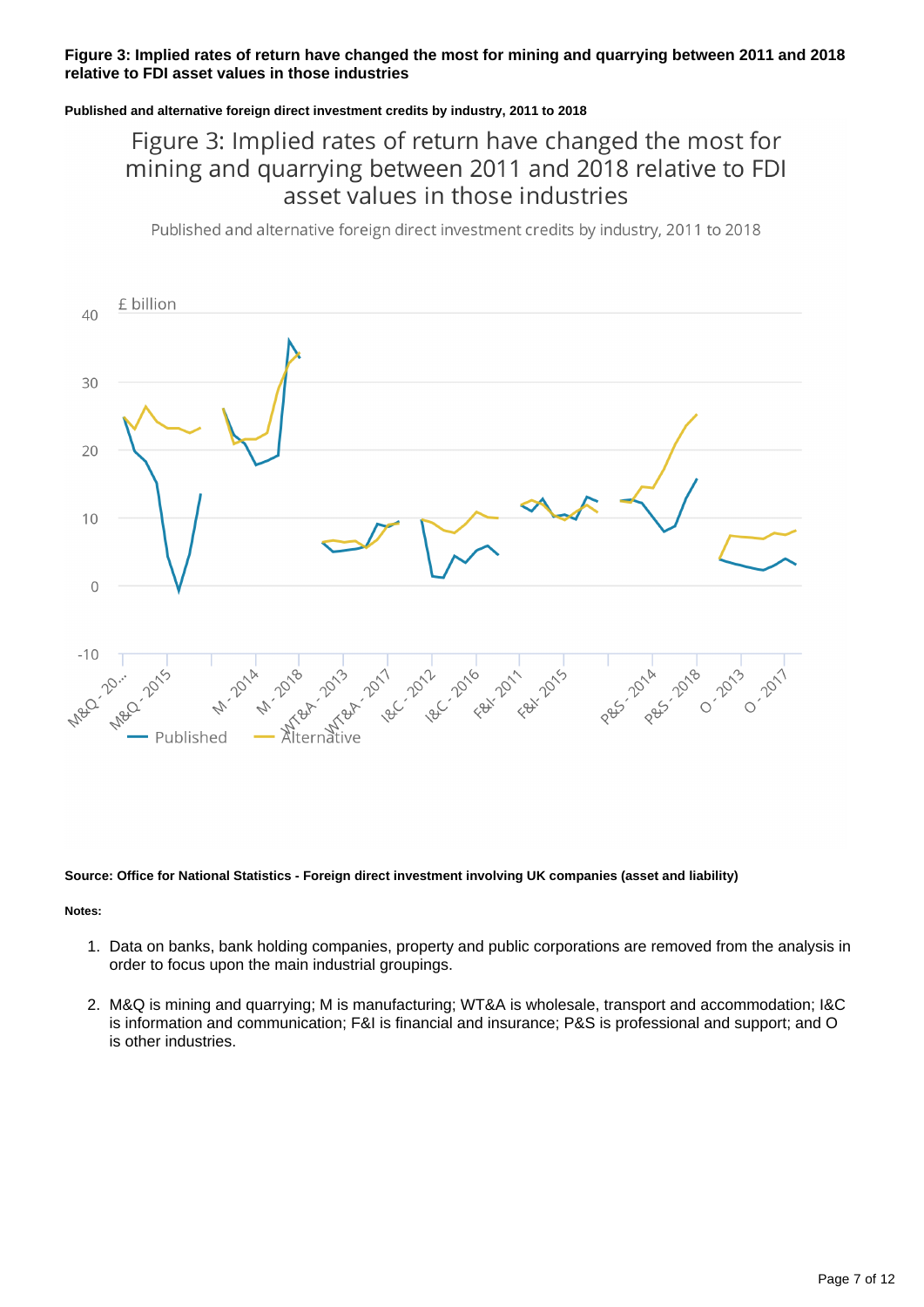**Figure 3: Implied rates of return have changed the most for mining and quarrying between 2011 and 2018 relative to FDI asset values in those industries**

**Published and alternative foreign direct investment credits by industry, 2011 to 2018**

**Source: Office for National Statistics - Foreign direct investment involving UK companies (asset and liability)**

**Notes:**

1. Data on banks, bank holding companies, property and public corporations are removed from the analysis in order to focus upon the main industrial groupings.
2. M&Q is mining and quarrying; M is manufacturing; WT&A is wholesale, transport and accommodation; I&C is information and communication; F&I is financial and insurance; P&S is professional and support; and O is other industries.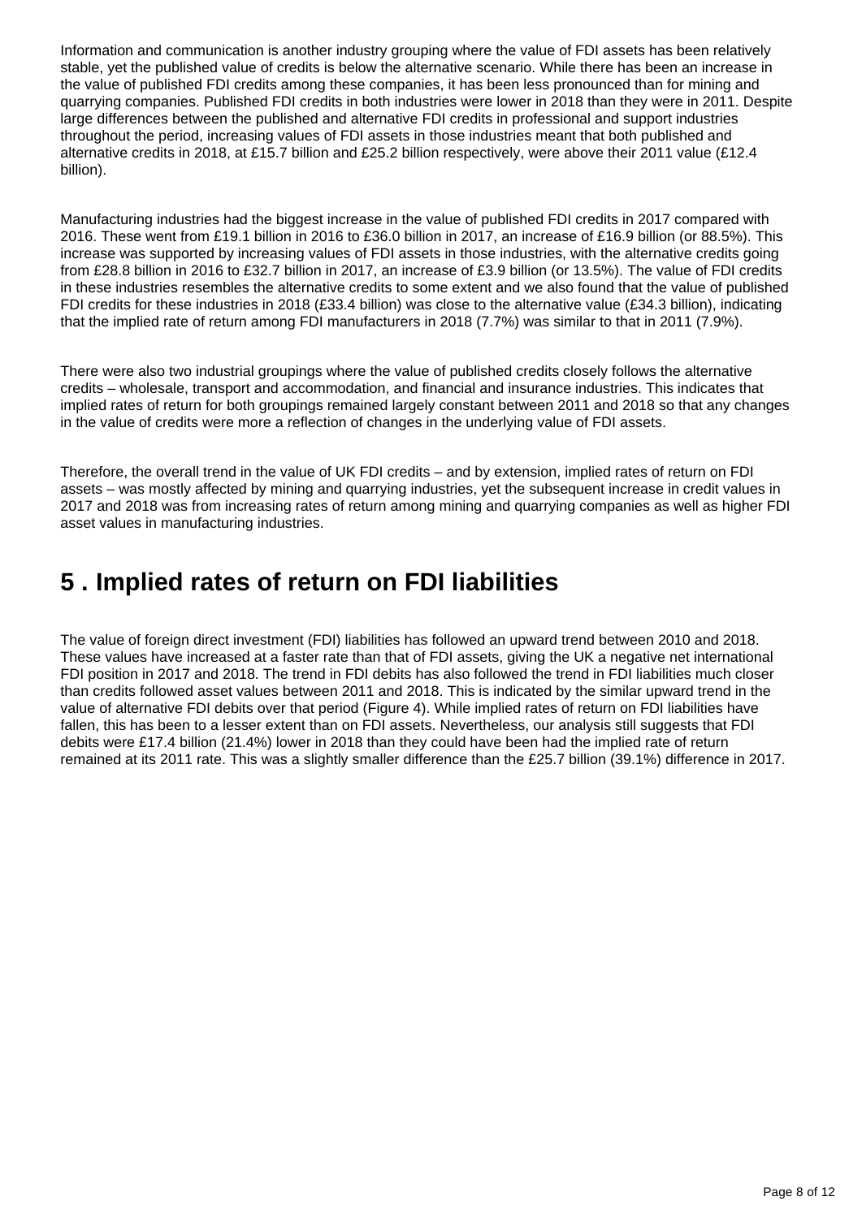Information and communication is another industry grouping where the value of FDI assets has been relatively stable, yet the published value of credits is below the alternative scenario. While there has been an increase in the value of published FDI credits among these companies, it has been less pronounced than for mining and quarrying companies. Published FDI credits in both industries were lower in 2018 than they were in 2011. Despite large differences between the published and alternative FDI credits in professional and support industries throughout the period, increasing values of FDI assets in those industries meant that both published and alternative credits in 2018, at £15.7 billion and £25.2 billion respectively, were above their 2011 value (£12.4 billion).

Manufacturing industries had the biggest increase in the value of published FDI credits in 2017 compared with 2016. These went from £19.1 billion in 2016 to £36.0 billion in 2017, an increase of £16.9 billion (or 88.5%). This increase was supported by increasing values of FDI assets in those industries, with the alternative credits going from £28.8 billion in 2016 to £32.7 billion in 2017, an increase of £3.9 billion (or 13.5%). The value of FDI credits in these industries resembles the alternative credits to some extent and we also found that the value of published FDI credits for these industries in 2018 (£33.4 billion) was close to the alternative value (£34.3 billion), indicating that the implied rate of return among FDI manufacturers in 2018 (7.7%) was similar to that in 2011 (7.9%).

There were also two industrial groupings where the value of published credits closely follows the alternative credits – wholesale, transport and accommodation, and financial and insurance industries. This indicates that implied rates of return for both groupings remained largely constant between 2011 and 2018 so that any changes in the value of credits were more a reflection of changes in the underlying value of FDI assets.

Therefore, the overall trend in the value of UK FDI credits – and by extension, implied rates of return on FDI assets – was mostly affected by mining and quarrying industries, yet the subsequent increase in credit values in 2017 and 2018 was from increasing rates of return among mining and quarrying companies as well as higher FDI asset values in manufacturing industries.

## 5 . Implied rates of return on FDI liabilities

The value of foreign direct investment (FDI) liabilities has followed an upward trend between 2010 and 2018. These values have increased at a faster rate than that of FDI assets, giving the UK a negative net international FDI position in 2017 and 2018. The trend in FDI debits has also followed the trend in FDI liabilities much closer than credits followed asset values between 2011 and 2018. This is indicated by the similar upward trend in the value of alternative FDI debits over that period (Figure 4). While implied rates of return on FDI liabilities have fallen, this has been to a lesser extent than on FDI assets. Nevertheless, our analysis still suggests that FDI debits were £17.4 billion (21.4%) lower in 2018 than they could have been had the implied rate of return remained at its 2011 rate. This was a slightly smaller difference than the £25.7 billion (39.1%) difference in 2017.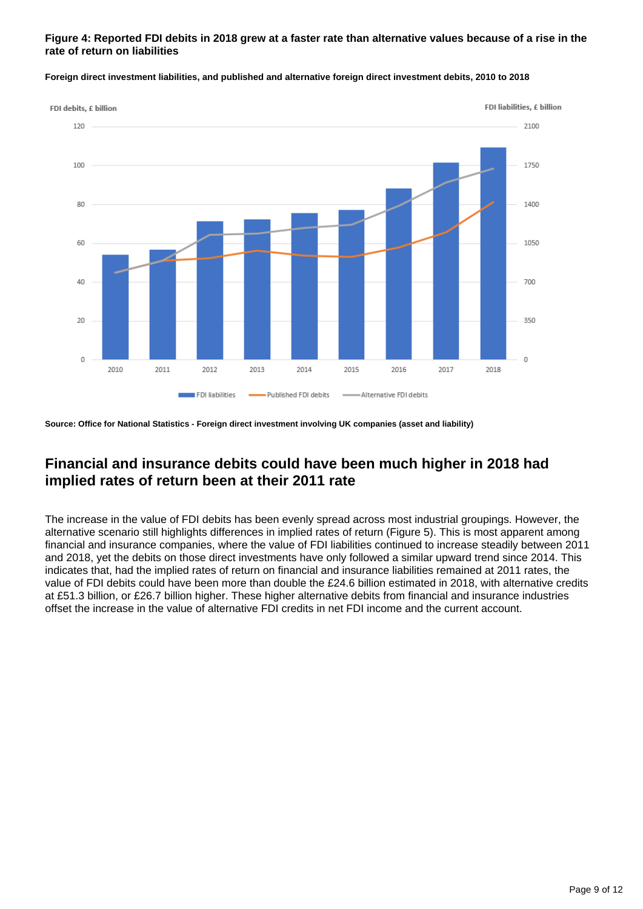**Figure 4: Reported FDI debits in 2018 grew at a faster rate than alternative values because of a rise in the rate of return on liabilities**

**Foreign direct investment liabilities, and published and alternative foreign direct investment debits, 2010 to 2018**

**Source: Office for National Statistics - Foreign direct investment involving UK companies (asset and liability)**

## Financial and insurance debits could have been much higher in 2018 had implied rates of return been at their 2011 rate

The increase in the value of FDI debits has been evenly spread across most industrial groupings. However, the alternative scenario still highlights differences in implied rates of return (Figure 5). This is most apparent among financial and insurance companies, where the value of FDI liabilities continued to increase steadily between 2011 and 2018, yet the debits on those direct investments have only followed a similar upward trend since 2014. This indicates that, had the implied rates of return on financial and insurance liabilities remained at 2011 rates, the value of FDI debits could have been more than double the £24.6 billion estimated in 2018, with alternative credits at £51.3 billion, or £26.7 billion higher. These higher alternative debits from financial and insurance industries offset the increase in the value of alternative FDI credits in net FDI income and the current account.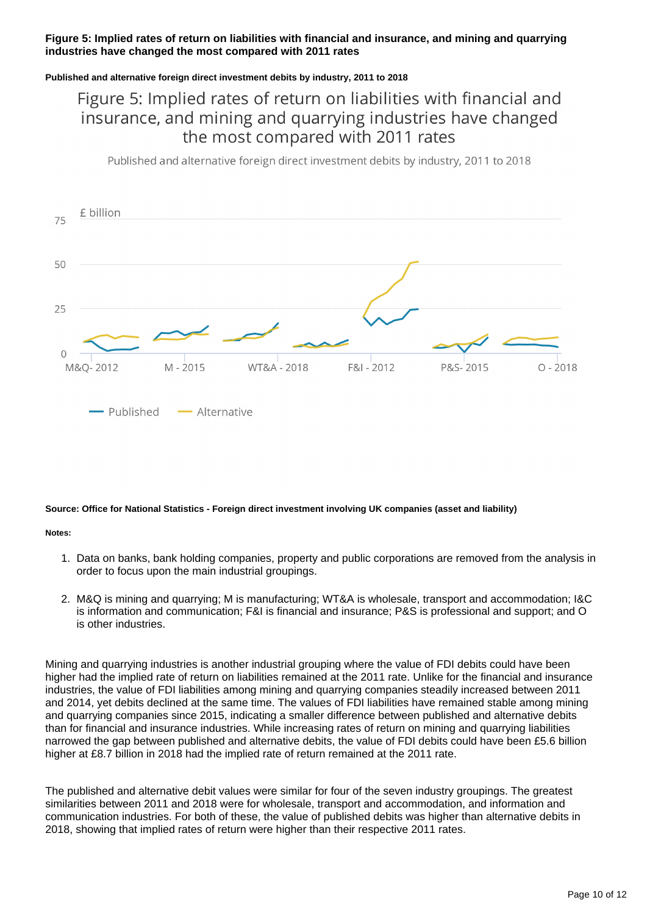**Figure 5: Implied rates of return on liabilities with financial and insurance, and mining and quarrying industries have changed the most compared with 2011 rates**

**Published and alternative foreign direct investment debits by industry, 2011 to 2018**

Figure 5: Implied rates of return on liabilities with financial and insurance, and mining and quarrying industries have changed the most compared with 2011 rates

Published and alternative foreign direct investment debits by industry, 2011 to 2018

£ billion

75

50

25

0

M&Q- 2012 | M - 2015 | WT&A - 2018 | F&I - 2012 | P&S- 2015 | O - 2018

Published | Alternative

**Source: Office for National Statistics - Foreign direct investment involving UK companies (asset and liability)**

**Notes:**

1. Data on banks, bank holding companies, property and public corporations are removed from the analysis in order to focus upon the main industrial groupings.
2. M&Q is mining and quarrying; M is manufacturing; WT&A is wholesale, transport and accommodation; I&C is information and communication; F&I is financial and insurance; P&S is professional and support; and O is other industries.

Mining and quarrying industries is another industrial grouping where the value of FDI debits could have been higher had the implied rate of return on liabilities remained at the 2011 rate. Unlike for the financial and insurance industries, the value of FDI liabilities among mining and quarrying companies steadily increased between 2011 and 2014, yet debits declined at the same time. The values of FDI liabilities have remained stable among mining and quarrying companies since 2015, indicating a smaller difference between published and alternative debits than for financial and insurance industries. While increasing rates of return on mining and quarrying liabilities narrowed the gap between published and alternative debits, the value of FDI debits could have been £5.6 billion higher at £8.7 billion in 2018 had the implied rate of return remained at the 2011 rate.

The published and alternative debit values were similar for four of the seven industry groupings. The greatest similarities between 2011 and 2018 were for wholesale, transport and accommodation, and information and communication industries. For both of these, the value of published debits was higher than alternative debits in 2018, showing that implied rates of return were higher than their respective 2011 rates.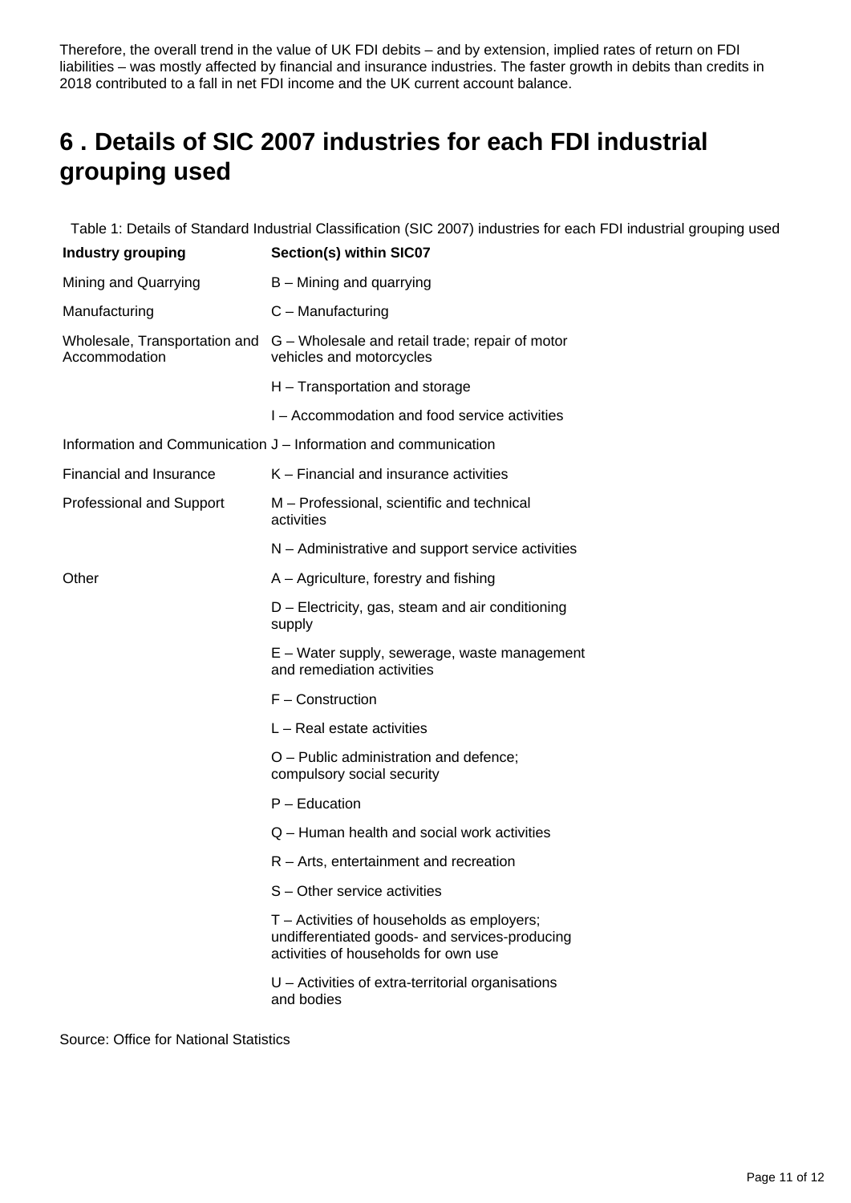Therefore, the overall trend in the value of UK FDI debits – and by extension, implied rates of return on FDI liabilities – was mostly affected by financial and insurance industries. The faster growth in debits than credits in 2018 contributed to a fall in net FDI income and the UK current account balance.

# 6 . Details of SIC 2007 industries for each FDI industrial grouping used

Table 1: Details of Standard Industrial Classification (SIC 2007) industries for each FDI industrial grouping used

| Industry grouping | Section(s) within SIC07 |
| --- | --- |
| Mining and Quarrying | B – Mining and quarrying |
| Manufacturing | C – Manufacturing |
| Wholesale, Transportation and Accommodation | G – Wholesale and retail trade; repair of motor vehicles and motorcycles |
| | H – Transportation and storage |
| | I – Accommodation and food service activities |
| Information and Communication | J – Information and communication |
| Financial and Insurance | K – Financial and insurance activities |
| Professional and Support | M – Professional, scientific and technical activities |
| | N – Administrative and support service activities |
| Other | A – Agriculture, forestry and fishing |
| | D – Electricity, gas, steam and air conditioning supply |
| | E – Water supply, sewerage, waste management and remediation activities |
| | F – Construction |
| | L – Real estate activities |
| | O – Public administration and defence; compulsory social security |
| | P – Education |
| | Q – Human health and social work activities |
| | R – Arts, entertainment and recreation |
| | S – Other service activities |
| | T – Activities of households as employers; undifferentiated goods- and services-producing activities of households for own use |
| | U – Activities of extra-territorial organisations and bodies |

Source: Office for National Statistics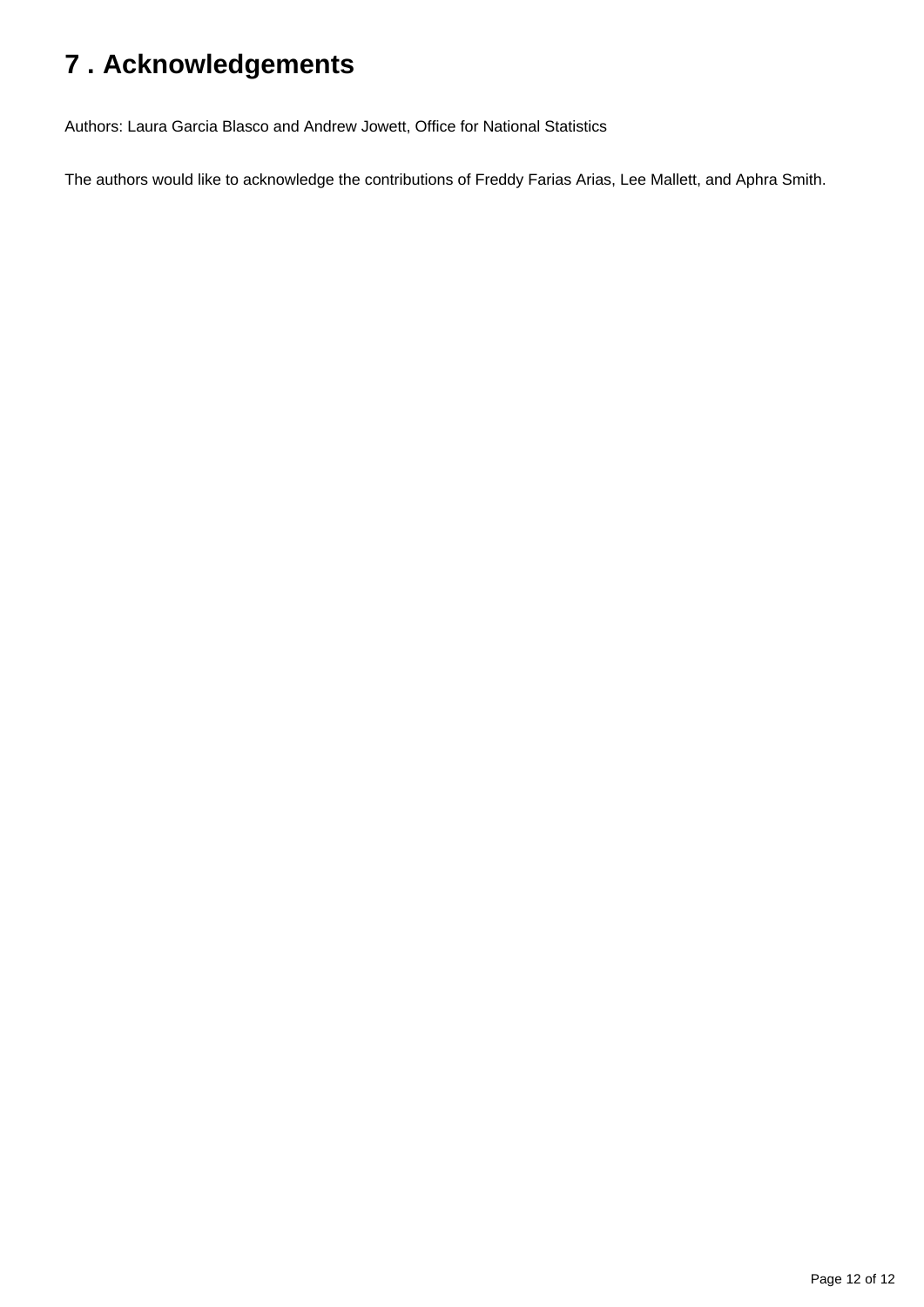# 7 . Acknowledgements

Authors: Laura Garcia Blasco and Andrew Jowett, Office for National Statistics

The authors would like to acknowledge the contributions of Freddy Farias Arias, Lee Mallett, and Aphra Smith.